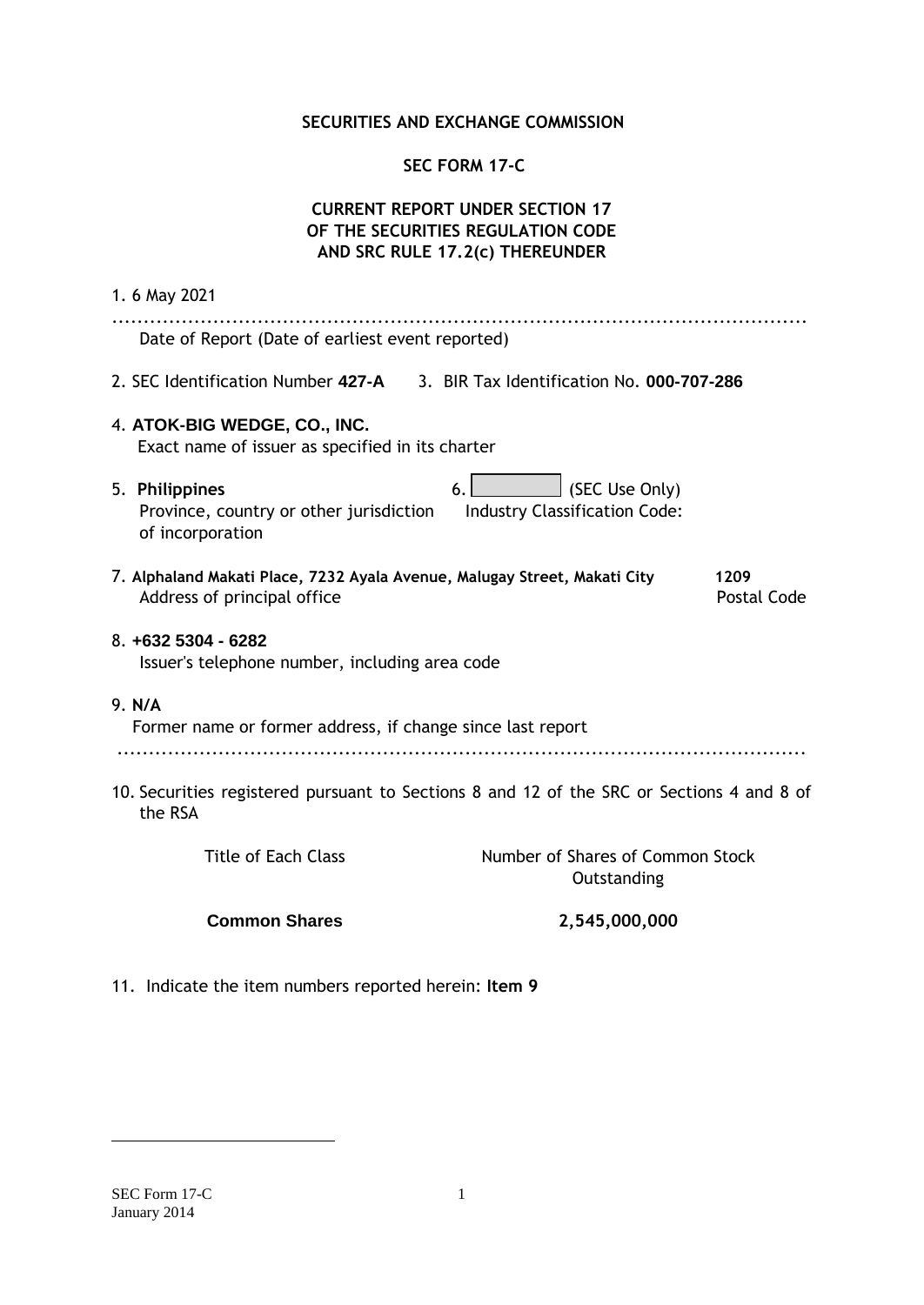**SECURITIES AND EXCHANGE COMMISSION**

**SEC FORM 17-C**

**CURRENT REPORT UNDER SECTION 17
OF THE SECURITIES REGULATION CODE
AND SRC RULE 17.2(c) THEREUNDER**

1. 6 May 2021

.....................................................................................................................

Date of Report (Date of earliest event reported)

2. SEC Identification Number **427-A**     3. BIR Tax Identification No. **000-707-286**

4. **ATOK-BIG WEDGE, CO., INC.**
   Exact name of issuer as specified in its charter

5. **Philippines**
   Province, country or other jurisdiction of incorporation

6. (SEC Use Only)
   Industry Classification Code:

7. **Alphaland Makati Place, 7232 Ayala Avenue, Malugay Street, Makati City** **1209**
   Address of principal office Postal Code

8. **+632 5304 - 6282**
   Issuer's telephone number, including area code

9. **N/A**
   Former name or former address, if change since last report

.....................................................................................................................

10. Securities registered pursuant to Sections 8 and 12 of the SRC or Sections 4 and 8 of the RSA

| Title of Each Class | Number of Shares of Common Stock Outstanding |
|---|---|
| **Common Shares** | **2,545,000,000** |

11. Indicate the item numbers reported herein: **Item 9**

SEC Form 17-C
January 2014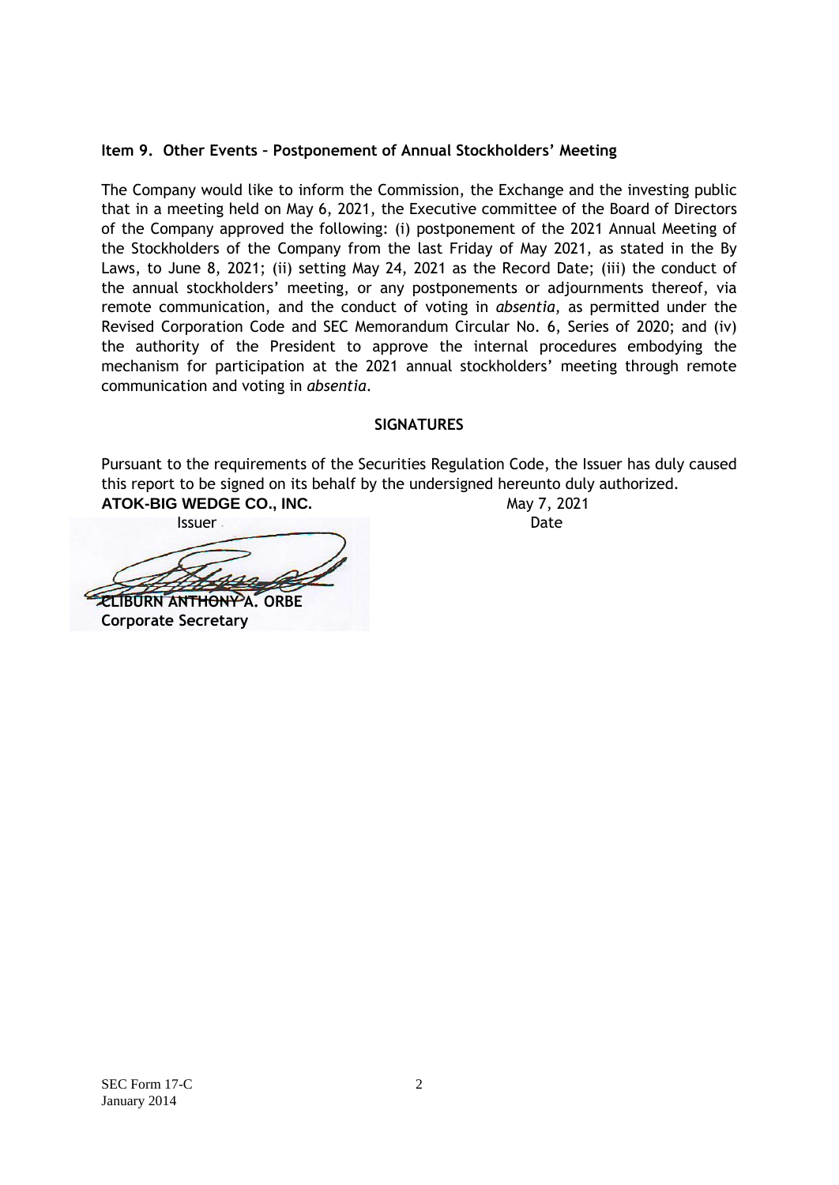**Item 9. Other Events – Postponement of Annual Stockholders' Meeting**

The Company would like to inform the Commission, the Exchange and the investing public that in a meeting held on May 6, 2021, the Executive committee of the Board of Directors of the Company approved the following: (i) postponement of the 2021 Annual Meeting of the Stockholders of the Company from the last Friday of May 2021, as stated in the By Laws, to June 8, 2021; (ii) setting May 24, 2021 as the Record Date; (iii) the conduct of the annual stockholders' meeting, or any postponements or adjournments thereof, via remote communication, and the conduct of voting in *absentia*, as permitted under the Revised Corporation Code and SEC Memorandum Circular No. 6, Series of 2020; and (iv) the authority of the President to approve the internal procedures embodying the mechanism for participation at the 2021 annual stockholders' meeting through remote communication and voting in *absentia*.

**SIGNATURES**

Pursuant to the requirements of the Securities Regulation Code, the Issuer has duly caused this report to be signed on its behalf by the undersigned hereunto duly authorized.

**ATOK-BIG WEDGE CO., INC.** — May 7, 2021
Issuer — Date

**CLIBURN ANTHONY A. ORBE**
**Corporate Secretary**

SEC Form 17-C
January 2014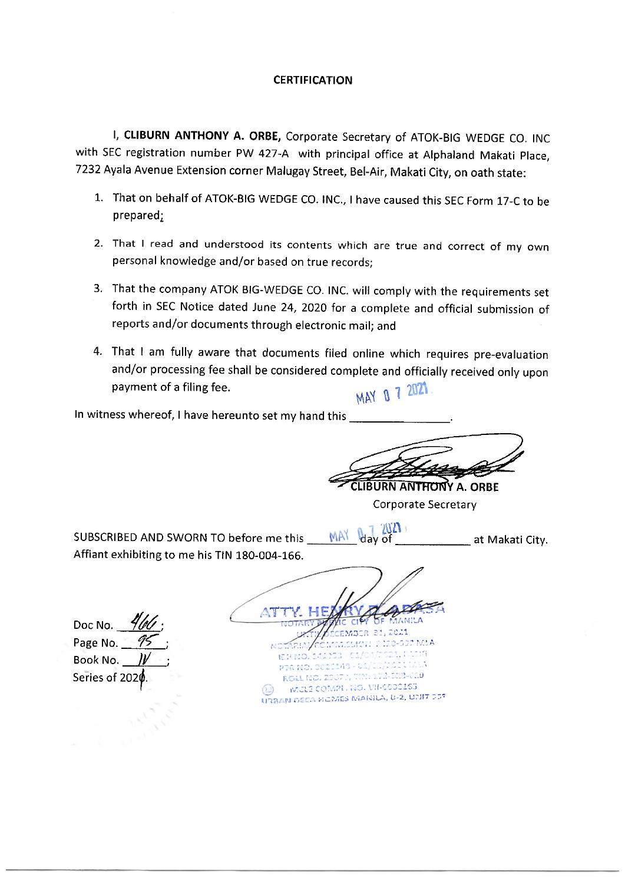# CERTIFICATION

I, **CLIBURN ANTHONY A. ORBE,** Corporate Secretary of ATOK-BIG WEDGE CO. INC with SEC registration number PW 427-A with principal office at Alphaland Makati Place, 7232 Ayala Avenue Extension corner Malugay Street, Bel-Air, Makati City, on oath state:

1. That on behalf of ATOK-BIG WEDGE CO. INC., I have caused this SEC Form 17-C to be prepared;
2. That I read and understood its contents which are true and correct of my own personal knowledge and/or based on true records;
3. That the company ATOK BIG-WEDGE CO. INC. will comply with the requirements set forth in SEC Notice dated June 24, 2020 for a complete and official submission of reports and/or documents through electronic mail; and
4. That I am fully aware that documents filed online which requires pre-evaluation and/or processing fee shall be considered complete and officially received only upon payment of a filing fee.

In witness whereof, I have hereunto set my hand this MAY 07 2021.

**CLIBURN ANTHONY A. ORBE**
Corporate Secretary

SUBSCRIBED AND SWORN TO before me this MAY 07 2021 day of ____________ at Makati City. Affiant exhibiting to me his TIN 180-004-166.

ATTY. HENRY D. ADASA
NOTARY PUBLIC CITY OF MANILA
UNTIL DECEMBER 31, 2021

Doc No. 466;
Page No. 95;
Book No. IV;
Series of 2020.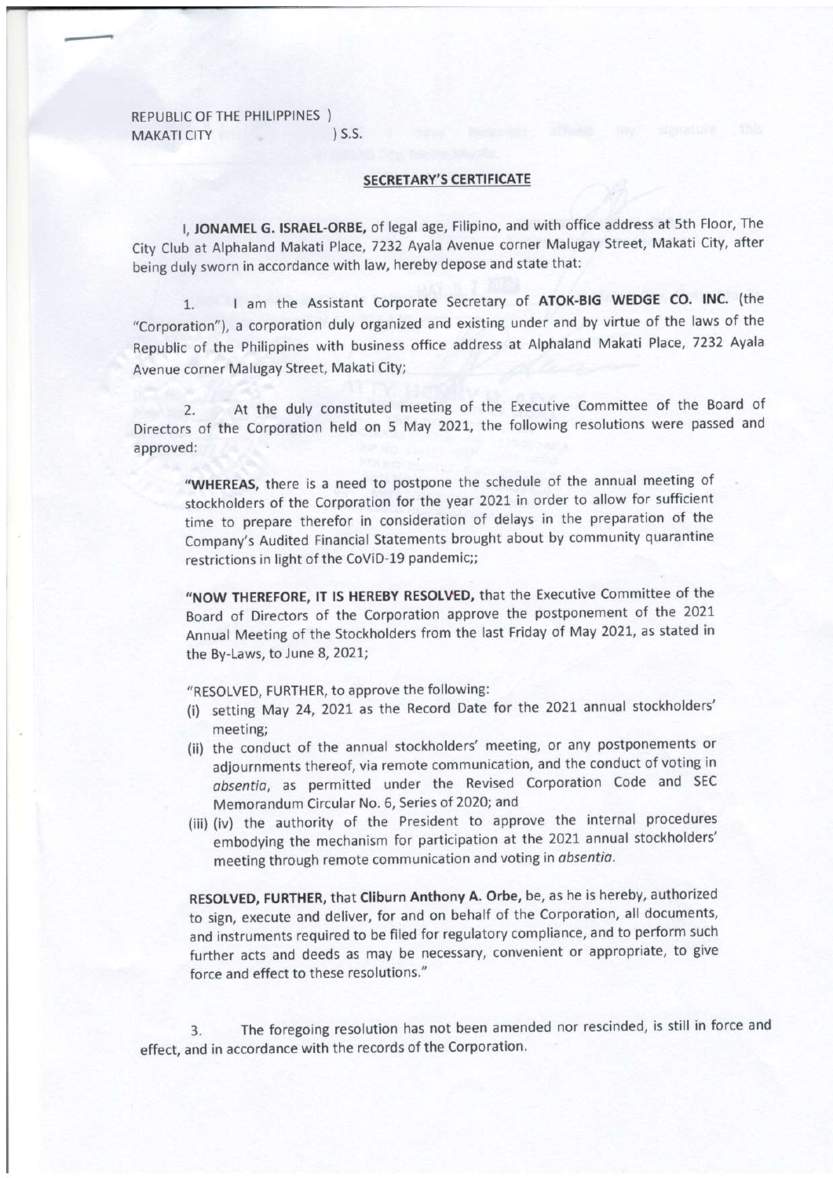REPUBLIC OF THE PHILIPPINES )
MAKATI CITY ) S.S.

## SECRETARY'S CERTIFICATE

I, **JONAMEL G. ISRAEL-ORBE,** of legal age, Filipino, and with office address at 5th Floor, The City Club at Alphaland Makati Place, 7232 Ayala Avenue corner Malugay Street, Makati City, after being duly sworn in accordance with law, hereby depose and state that:

1. I am the Assistant Corporate Secretary of **ATOK-BIG WEDGE CO. INC.** (the "Corporation"), a corporation duly organized and existing under and by virtue of the laws of the Republic of the Philippines with business office address at Alphaland Makati Place, 7232 Ayala Avenue corner Malugay Street, Makati City;

2. At the duly constituted meeting of the Executive Committee of the Board of Directors of the Corporation held on 5 May 2021, the following resolutions were passed and approved:

> **"WHEREAS,** there is a need to postpone the schedule of the annual meeting of stockholders of the Corporation for the year 2021 in order to allow for sufficient time to prepare therefor in consideration of delays in the preparation of the Company's Audited Financial Statements brought about by community quarantine restrictions in light of the CoViD-19 pandemic;;
>
> **"NOW THEREFORE, IT IS HEREBY RESOLVED,** that the Executive Committee of the Board of Directors of the Corporation approve the postponement of the 2021 Annual Meeting of the Stockholders from the last Friday of May 2021, as stated in the By-Laws, to June 8, 2021;
>
> "RESOLVED, FURTHER, to approve the following:
>
> (i) setting May 24, 2021 as the Record Date for the 2021 annual stockholders' meeting;
>
> (ii) the conduct of the annual stockholders' meeting, or any postponements or adjournments thereof, via remote communication, and the conduct of voting in *absentia*, as permitted under the Revised Corporation Code and SEC Memorandum Circular No. 6, Series of 2020; and
>
> (iii) (iv) the authority of the President to approve the internal procedures embodying the mechanism for participation at the 2021 annual stockholders' meeting through remote communication and voting in *absentia*.
>
> **RESOLVED, FURTHER,** that **Cliburn Anthony A. Orbe,** be, as he is hereby, authorized to sign, execute and deliver, for and on behalf of the Corporation, all documents, and instruments required to be filed for regulatory compliance, and to perform such further acts and deeds as may be necessary, convenient or appropriate, to give force and effect to these resolutions."

3. The foregoing resolution has not been amended nor rescinded, is still in force and effect, and in accordance with the records of the Corporation.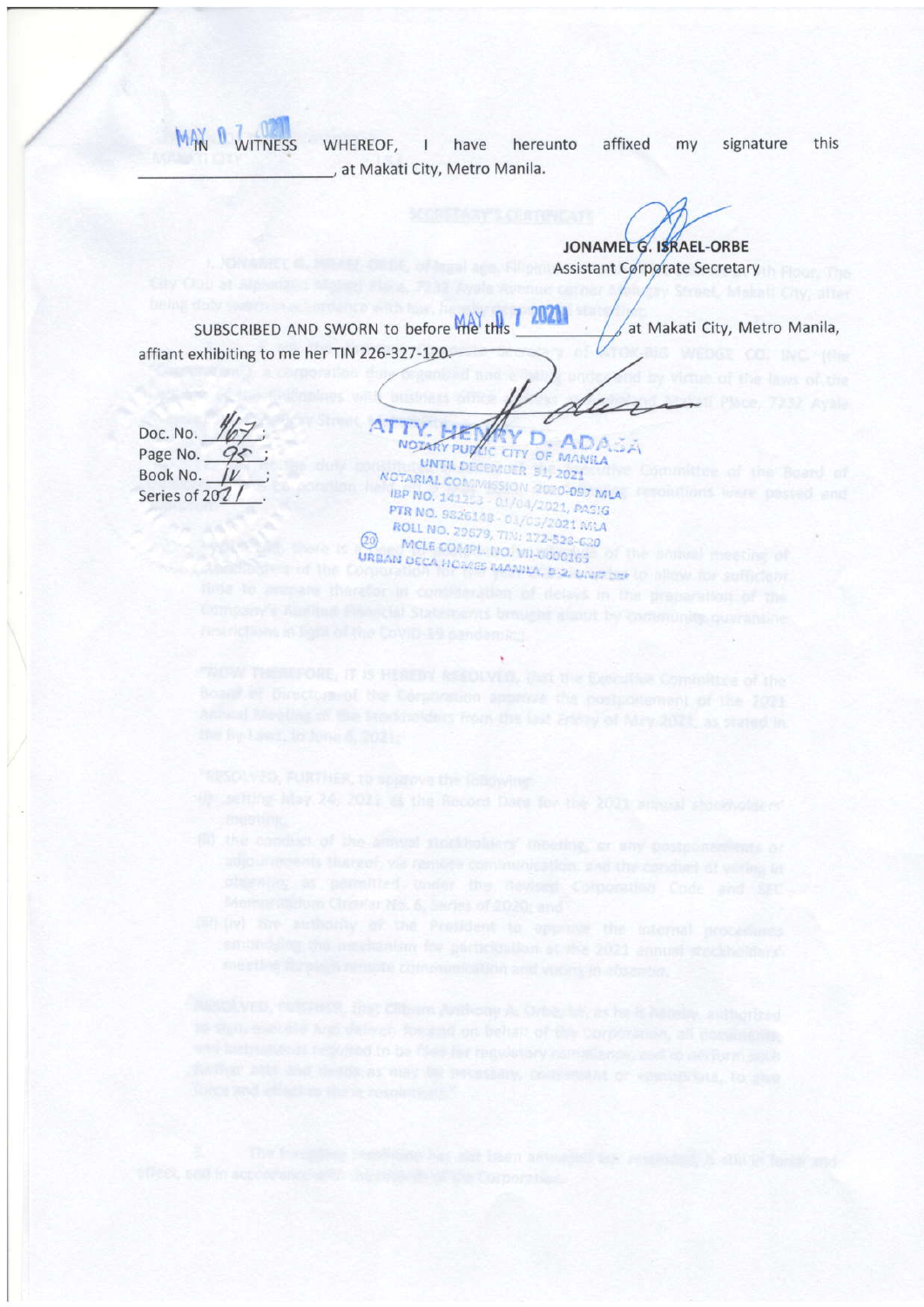MAY 0 7 2021

IN WITNESS WHEREOF, I have hereunto affixed my signature this ____________________, at Makati City, Metro Manila.

**JONAMEL G. ISRAEL-ORBE**
Assistant Corporate Secretary

SUBSCRIBED AND SWORN to before me this MAY 0 7 2021, at Makati City, Metro Manila, affiant exhibiting to me her TIN 226-327-120.

Doc. No. 467;
Page No. 95;
Book No. IV;
Series of 2021.

**ATTY. HENRY D. ADASA**
NOTARY PUBLIC CITY OF MANILA
UNTIL DECEMBER 31, 2021
NOTARIAL COMMISSION 2020-097 MLA
IBP NO. 141253 - 01/04/2021, PASIG
PTR NO. 9826148 - 01/05/2021 MLA
ROLL NO. 29879, TIN: 272-528-020
MCLE COMPL. NO. VII-0000263
URBAN DECA HOMES MANILA, B-2, UNIT 08F